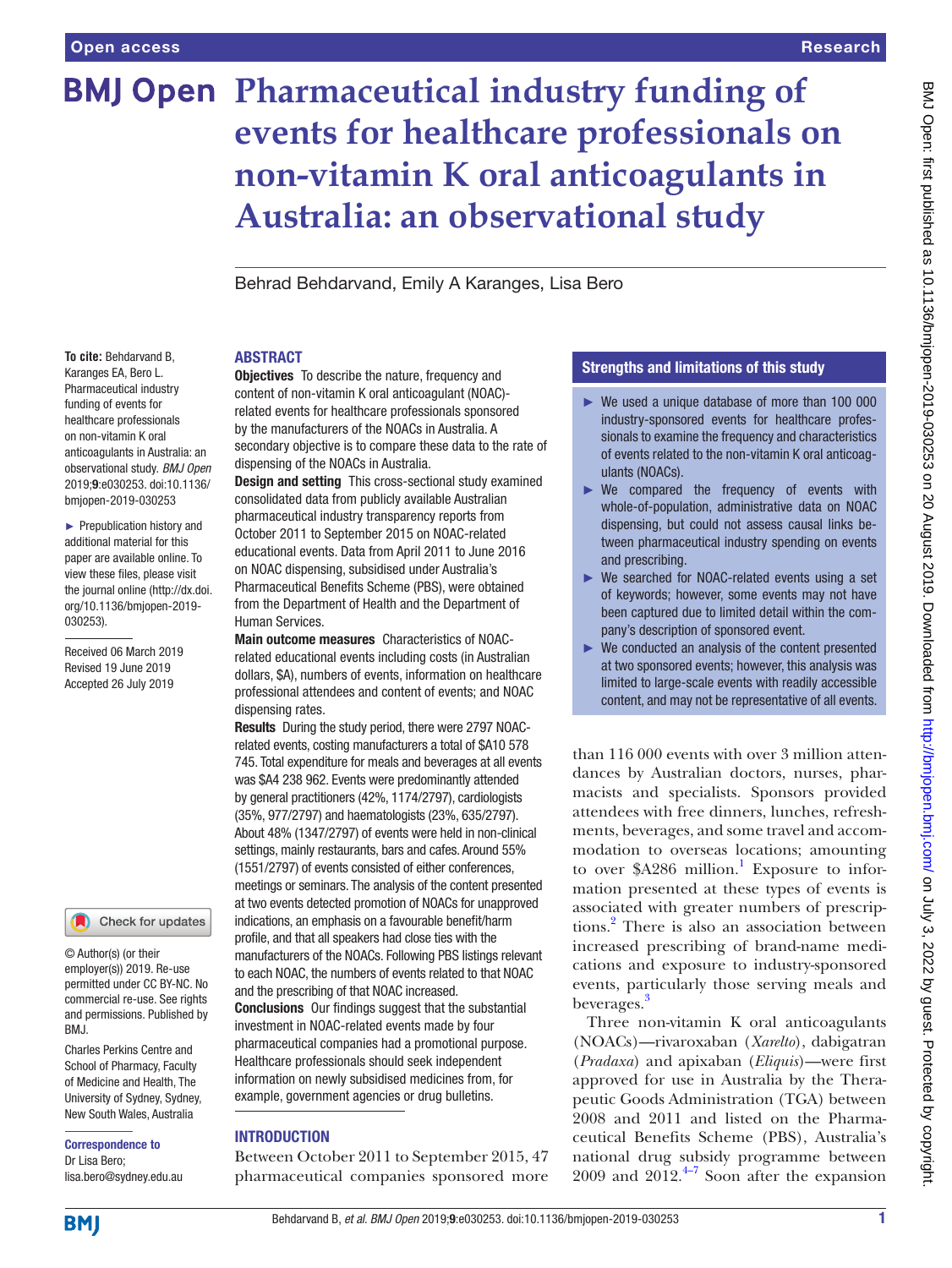# Pharmaceutical industry funding of events for healthcare professionals on non-vitamin K oral anticoagulants in Australia: an observational study

Behrad Behdarvand, Emily A Karanges, Lisa Bero

**To cite:** Behdarvand B, Karanges EA, Bero L. Pharmaceutical industry funding of events for healthcare professionals on non-vitamin K oral anticoagulants in Australia: an observational study. *BMJ Open* 2019;**9**:e030253. doi:10.1136/bmjopen-2019-030253

► Prepublication history and additional material for this paper are available online. To view these files, please visit the journal online (http://dx.doi.org/10.1136/bmjopen-2019-030253).

Received 06 March 2019
Revised 19 June 2019
Accepted 26 July 2019

© Author(s) (or their employer(s)) 2019. Re-use permitted under CC BY-NC. No commercial re-use. See rights and permissions. Published by BMJ.

Charles Perkins Centre and School of Pharmacy, Faculty of Medicine and Health, The University of Sydney, Sydney, New South Wales, Australia

**Correspondence to**
Dr Lisa Bero;
lisa.bero@sydney.edu.au

## ABSTRACT

**Objectives** To describe the nature, frequency and content of non-vitamin K oral anticoagulant (NOAC)-related events for healthcare professionals sponsored by the manufacturers of the NOACs in Australia. A secondary objective is to compare these data to the rate of dispensing of the NOACs in Australia.

**Design and setting** This cross-sectional study examined consolidated data from publicly available Australian pharmaceutical industry transparency reports from October 2011 to September 2015 on NOAC-related educational events. Data from April 2011 to June 2016 on NOAC dispensing, subsidised under Australia's Pharmaceutical Benefits Scheme (PBS), were obtained from the Department of Health and the Department of Human Services.

**Main outcome measures** Characteristics of NOAC-related educational events including costs (in Australian dollars, $A), numbers of events, information on healthcare professional attendees and content of events; and NOAC dispensing rates.

**Results** During the study period, there were 2797 NOAC-related events, costing manufacturers a total of $A10 578 745. Total expenditure for meals and beverages at all events was $A4 238 962. Events were predominantly attended by general practitioners (42%, 1174/2797), cardiologists (35%, 977/2797) and haematologists (23%, 635/2797). About 48% (1347/2797) of events were held in non-clinical settings, mainly restaurants, bars and cafes. Around 55% (1551/2797) of events consisted of either conferences, meetings or seminars. The analysis of the content presented at two events detected promotion of NOACs for unapproved indications, an emphasis on a favourable benefit/harm profile, and that all speakers had close ties with the manufacturers of the NOACs. Following PBS listings relevant to each NOAC, the numbers of events related to that NOAC and the prescribing of that NOAC increased.

**Conclusions** Our findings suggest that the substantial investment in NOAC-related events made by four pharmaceutical companies had a promotional purpose. Healthcare professionals should seek independent information on newly subsidised medicines from, for example, government agencies or drug bulletins.

### Strengths and limitations of this study

- We used a unique database of more than 100 000 industry-sponsored events for healthcare professionals to examine the frequency and characteristics of events related to the non-vitamin K oral anticoagulants (NOACs).
- We compared the frequency of events with whole-of-population, administrative data on NOAC dispensing, but could not assess causal links between pharmaceutical industry spending on events and prescribing.
- We searched for NOAC-related events using a set of keywords; however, some events may not have been captured due to limited detail within the company's description of sponsored event.
- We conducted an analysis of the content presented at two sponsored events; however, this analysis was limited to large-scale events with readily accessible content, and may not be representative of all events.

## INTRODUCTION

Between October 2011 to September 2015, 47 pharmaceutical companies sponsored more than 116 000 events with over 3 million attendances by Australian doctors, nurses, pharmacists and specialists. Sponsors provided attendees with free dinners, lunches, refreshments, beverages, and some travel and accommodation to overseas locations; amounting to over $A286 million.[1] Exposure to information presented at these types of events is associated with greater numbers of prescriptions.[2] There is also an association between increased prescribing of brand-name medications and exposure to industry-sponsored events, particularly those serving meals and beverages.[3]

Three non-vitamin K oral anticoagulants (NOACs)—rivaroxaban (*Xarelto*), dabigatran (*Pradaxa*) and apixaban (*Eliquis*)—were first approved for use in Australia by the Therapeutic Goods Administration (TGA) between 2008 and 2011 and listed on the Pharmaceutical Benefits Scheme (PBS), Australia's national drug subsidy programme between 2009 and 2012.[4–7] Soon after the expansion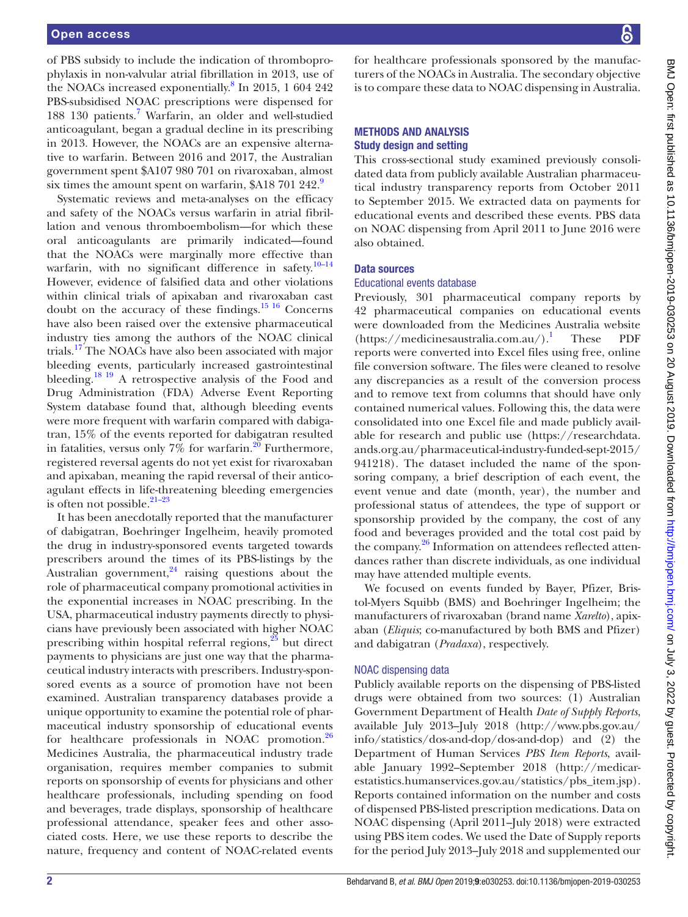of PBS subsidy to include the indication of thromboprophylaxis in non-valvular atrial fibrillation in 2013, use of the NOACs increased exponentially.[8] In 2015, 1 604 242 PBS-subsidised NOAC prescriptions were dispensed for 188 130 patients.[7] Warfarin, an older and well-studied anticoagulant, began a gradual decline in its prescribing in 2013. However, the NOACs are an expensive alternative to warfarin. Between 2016 and 2017, the Australian government spent $A107 980 701 on rivaroxaban, almost six times the amount spent on warfarin, $A18 701 242.[9]

Systematic reviews and meta-analyses on the efficacy and safety of the NOACs versus warfarin in atrial fibrillation and venous thromboembolism—for which these oral anticoagulants are primarily indicated—found that the NOACs were marginally more effective than warfarin, with no significant difference in safety.[10–14] However, evidence of falsified data and other violations within clinical trials of apixaban and rivaroxaban cast doubt on the accuracy of these findings.[15 16] Concerns have also been raised over the extensive pharmaceutical industry ties among the authors of the NOAC clinical trials.[17] The NOACs have also been associated with major bleeding events, particularly increased gastrointestinal bleeding.[18 19] A retrospective analysis of the Food and Drug Administration (FDA) Adverse Event Reporting System database found that, although bleeding events were more frequent with warfarin compared with dabigatran, 15% of the events reported for dabigatran resulted in fatalities, versus only 7% for warfarin.[20] Furthermore, registered reversal agents do not yet exist for rivaroxaban and apixaban, meaning the rapid reversal of their anticoagulant effects in life-threatening bleeding emergencies is often not possible.[21–23]

It has been anecdotally reported that the manufacturer of dabigatran, Boehringer Ingelheim, heavily promoted the drug in industry-sponsored events targeted towards prescribers around the times of its PBS-listings by the Australian government,[24] raising questions about the role of pharmaceutical company promotional activities in the exponential increases in NOAC prescribing. In the USA, pharmaceutical industry payments directly to physicians have previously been associated with higher NOAC prescribing within hospital referral regions,[25] but direct payments to physicians are just one way that the pharmaceutical industry interacts with prescribers. Industry-sponsored events as a source of promotion have not been examined. Australian transparency databases provide a unique opportunity to examine the potential role of pharmaceutical industry sponsorship of educational events for healthcare professionals in NOAC promotion.[26] Medicines Australia, the pharmaceutical industry trade organisation, requires member companies to submit reports on sponsorship of events for physicians and other healthcare professionals, including spending on food and beverages, trade displays, sponsorship of healthcare professional attendance, speaker fees and other associated costs. Here, we use these reports to describe the nature, frequency and content of NOAC-related events for healthcare professionals sponsored by the manufacturers of the NOACs in Australia. The secondary objective is to compare these data to NOAC dispensing in Australia.

## METHODS AND ANALYSIS

### Study design and setting

This cross-sectional study examined previously consolidated data from publicly available Australian pharmaceutical industry transparency reports from October 2011 to September 2015. We extracted data on payments for educational events and described these events. PBS data on NOAC dispensing from April 2011 to June 2016 were also obtained.

### Data sources

#### Educational events database

Previously, 301 pharmaceutical company reports by 42 pharmaceutical companies on educational events were downloaded from the Medicines Australia website (https://medicinesaustralia.com.au/).[1] These PDF reports were converted into Excel files using free, online file conversion software. The files were cleaned to resolve any discrepancies as a result of the conversion process and to remove text from columns that should have only contained numerical values. Following this, the data were consolidated into one Excel file and made publicly available for research and public use (https://researchdata.ands.org.au/pharmaceutical-industry-funded-sept-2015/941218). The dataset included the name of the sponsoring company, a brief description of each event, the event venue and date (month, year), the number and professional status of attendees, the type of support or sponsorship provided by the company, the cost of any food and beverages provided and the total cost paid by the company.[26] Information on attendees reflected attendances rather than discrete individuals, as one individual may have attended multiple events.

We focused on events funded by Bayer, Pfizer, Bristol-Myers Squibb (BMS) and Boehringer Ingelheim; the manufacturers of rivaroxaban (brand name *Xarelto*), apixaban (*Eliquis*; co-manufactured by both BMS and Pfizer) and dabigatran (*Pradaxa*), respectively.

#### NOAC dispensing data

Publicly available reports on the dispensing of PBS-listed drugs were obtained from two sources: (1) Australian Government Department of Health *Date of Supply Reports*, available July 2013–July 2018 (http://www.pbs.gov.au/info/statistics/dos-and-dop/dos-and-dop) and (2) the Department of Human Services *PBS Item Reports*, available January 1992–September 2018 (http://medicarestatistics.humanservices.gov.au/statistics/pbs_item.jsp). Reports contained information on the number and costs of dispensed PBS-listed prescription medications. Data on NOAC dispensing (April 2011–July 2018) were extracted using PBS item codes. We used the Date of Supply reports for the period July 2013–July 2018 and supplemented our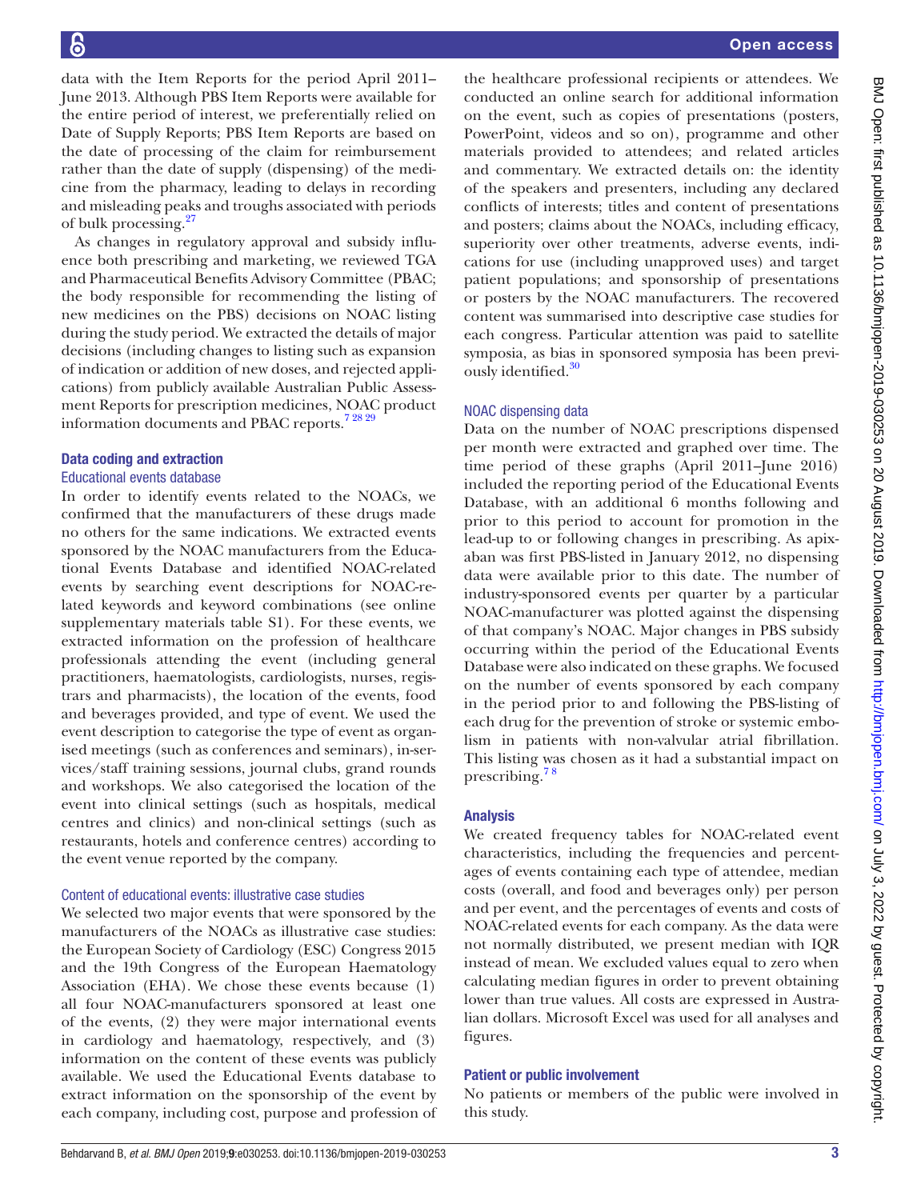data with the Item Reports for the period April 2011–June 2013. Although PBS Item Reports were available for the entire period of interest, we preferentially relied on Date of Supply Reports; PBS Item Reports are based on the date of processing of the claim for reimbursement rather than the date of supply (dispensing) of the medicine from the pharmacy, leading to delays in recording and misleading peaks and troughs associated with periods of bulk processing.[27]

As changes in regulatory approval and subsidy influence both prescribing and marketing, we reviewed TGA and Pharmaceutical Benefits Advisory Committee (PBAC; the body responsible for recommending the listing of new medicines on the PBS) decisions on NOAC listing during the study period. We extracted the details of major decisions (including changes to listing such as expansion of indication or addition of new doses, and rejected applications) from publicly available Australian Public Assessment Reports for prescription medicines, NOAC product information documents and PBAC reports.[7 28 29]

### Data coding and extraction

#### Educational events database

In order to identify events related to the NOACs, we confirmed that the manufacturers of these drugs made no others for the same indications. We extracted events sponsored by the NOAC manufacturers from the Educational Events Database and identified NOAC-related events by searching event descriptions for NOAC-related keywords and keyword combinations (see online supplementary materials table S1). For these events, we extracted information on the profession of healthcare professionals attending the event (including general practitioners, haematologists, cardiologists, nurses, registrars and pharmacists), the location of the events, food and beverages provided, and type of event. We used the event description to categorise the type of event as organised meetings (such as conferences and seminars), in-services/staff training sessions, journal clubs, grand rounds and workshops. We also categorised the location of the event into clinical settings (such as hospitals, medical centres and clinics) and non-clinical settings (such as restaurants, hotels and conference centres) according to the event venue reported by the company.

#### Content of educational events: illustrative case studies

We selected two major events that were sponsored by the manufacturers of the NOACs as illustrative case studies: the European Society of Cardiology (ESC) Congress 2015 and the 19th Congress of the European Haematology Association (EHA). We chose these events because (1) all four NOAC-manufacturers sponsored at least one of the events, (2) they were major international events in cardiology and haematology, respectively, and (3) information on the content of these events was publicly available. We used the Educational Events database to extract information on the sponsorship of the event by each company, including cost, purpose and profession of the healthcare professional recipients or attendees. We conducted an online search for additional information on the event, such as copies of presentations (posters, PowerPoint, videos and so on), programme and other materials provided to attendees; and related articles and commentary. We extracted details on: the identity of the speakers and presenters, including any declared conflicts of interests; titles and content of presentations and posters; claims about the NOACs, including efficacy, superiority over other treatments, adverse events, indications for use (including unapproved uses) and target patient populations; and sponsorship of presentations or posters by the NOAC manufacturers. The recovered content was summarised into descriptive case studies for each congress. Particular attention was paid to satellite symposia, as bias in sponsored symposia has been previously identified.[30]

#### NOAC dispensing data

Data on the number of NOAC prescriptions dispensed per month were extracted and graphed over time. The time period of these graphs (April 2011–June 2016) included the reporting period of the Educational Events Database, with an additional 6 months following and prior to this period to account for promotion in the lead-up to or following changes in prescribing. As apixaban was first PBS-listed in January 2012, no dispensing data were available prior to this date. The number of industry-sponsored events per quarter by a particular NOAC-manufacturer was plotted against the dispensing of that company's NOAC. Major changes in PBS subsidy occurring within the period of the Educational Events Database were also indicated on these graphs. We focused on the number of events sponsored by each company in the period prior to and following the PBS-listing of each drug for the prevention of stroke or systemic embolism in patients with non-valvular atrial fibrillation. This listing was chosen as it had a substantial impact on prescribing.[7 8]

### Analysis

We created frequency tables for NOAC-related event characteristics, including the frequencies and percentages of events containing each type of attendee, median costs (overall, and food and beverages only) per person and per event, and the percentages of events and costs of NOAC-related events for each company. As the data were not normally distributed, we present median with IQR instead of mean. We excluded values equal to zero when calculating median figures in order to prevent obtaining lower than true values. All costs are expressed in Australian dollars. Microsoft Excel was used for all analyses and figures.

### Patient or public involvement

No patients or members of the public were involved in this study.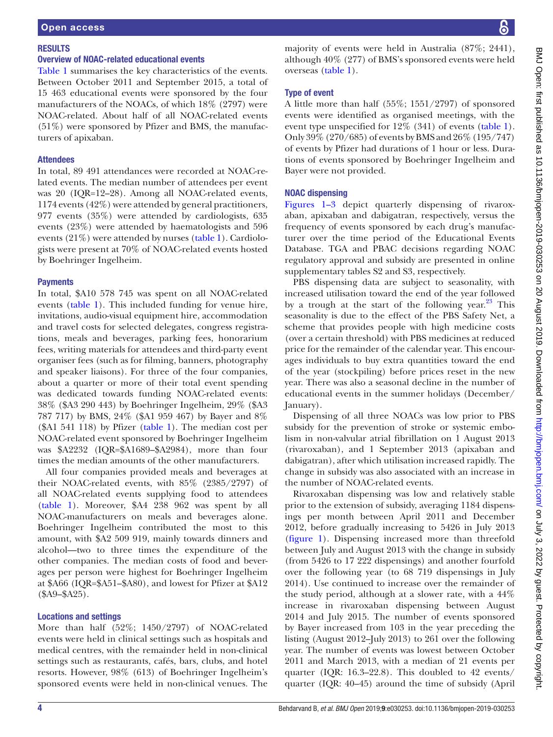## RESULTS

### Overview of NOAC-related educational events

Table 1 summarises the key characteristics of the events. Between October 2011 and September 2015, a total of 15 463 educational events were sponsored by the four manufacturers of the NOACs, of which 18% (2797) were NOAC-related. About half of all NOAC-related events (51%) were sponsored by Pfizer and BMS, the manufacturers of apixaban.

### Attendees

In total, 89 491 attendances were recorded at NOAC-related events. The median number of attendees per event was 20 (IQR=12–28). Among all NOAC-related events, 1174 events (42%) were attended by general practitioners, 977 events (35%) were attended by cardiologists, 635 events (23%) were attended by haematologists and 596 events (21%) were attended by nurses (table 1). Cardiologists were present at 70% of NOAC-related events hosted by Boehringer Ingelheim.

### Payments

In total, $A10 578 745 was spent on all NOAC-related events (table 1). This included funding for venue hire, invitations, audio-visual equipment hire, accommodation and travel costs for selected delegates, congress registrations, meals and beverages, parking fees, honorarium fees, writing materials for attendees and third-party event organiser fees (such as for filming, banners, photography and speaker liaisons). For three of the four companies, about a quarter or more of their total event spending was dedicated towards funding NOAC-related events: 38% ($A3 290 443) by Boehringer Ingelheim, 29% ($A3 787 717) by BMS, 24% ($A1 959 467) by Bayer and 8% ($A1 541 118) by Pfizer (table 1). The median cost per NOAC-related event sponsored by Boehringer Ingelheim was $A2232 (IQR=$A1689–$A2984), more than four times the median amounts of the other manufacturers.

All four companies provided meals and beverages at their NOAC-related events, with 85% (2385/2797) of all NOAC-related events supplying food to attendees (table 1). Moreover, $A4 238 962 was spent by all NOAC-manufacturers on meals and beverages alone. Boehringer Ingelheim contributed the most to this amount, with $A2 509 919, mainly towards dinners and alcohol—two to three times the expenditure of the other companies. The median costs of food and beverages per person were highest for Boehringer Ingelheim at $A66 (IQR=$A51–$A80), and lowest for Pfizer at $A12 ($A9–$A25).

### Locations and settings

More than half (52%; 1450/2797) of NOAC-related events were held in clinical settings such as hospitals and medical centres, with the remainder held in non-clinical settings such as restaurants, cafés, bars, clubs, and hotel resorts. However, 98% (613) of Boehringer Ingelheim's sponsored events were held in non-clinical venues. The majority of events were held in Australia (87%; 2441), although 40% (277) of BMS's sponsored events were held overseas (table 1).

### Type of event

A little more than half (55%; 1551/2797) of sponsored events were identified as organised meetings, with the event type unspecified for 12% (341) of events (table 1). Only 39% (270/685) of events by BMS and 26% (195/747) of events by Pfizer had durations of 1 hour or less. Durations of events sponsored by Boehringer Ingelheim and Bayer were not provided.

### NOAC dispensing

Figures 1–3 depict quarterly dispensing of rivaroxaban, apixaban and dabigatran, respectively, versus the frequency of events sponsored by each drug's manufacturer over the time period of the Educational Events Database. TGA and PBAC decisions regarding NOAC regulatory approval and subsidy are presented in online supplementary tables S2 and S3, respectively.

PBS dispensing data are subject to seasonality, with increased utilisation toward the end of the year followed by a trough at the start of the following year.[23] This seasonality is due to the effect of the PBS Safety Net, a scheme that provides people with high medicine costs (over a certain threshold) with PBS medicines at reduced price for the remainder of the calendar year. This encourages individuals to buy extra quantities toward the end of the year (stockpiling) before prices reset in the new year. There was also a seasonal decline in the number of educational events in the summer holidays (December/January).

Dispensing of all three NOACs was low prior to PBS subsidy for the prevention of stroke or systemic embolism in non-valvular atrial fibrillation on 1 August 2013 (rivaroxaban), and 1 September 2013 (apixaban and dabigatran), after which utilisation increased rapidly. The change in subsidy was also associated with an increase in the number of NOAC-related events.

Rivaroxaban dispensing was low and relatively stable prior to the extension of subsidy, averaging 1184 dispensings per month between April 2011 and December 2012, before gradually increasing to 5426 in July 2013 (figure 1). Dispensing increased more than threefold between July and August 2013 with the change in subsidy (from 5426 to 17 222 dispensings) and another fourfold over the following year (to 68 719 dispensings in July 2014). Use continued to increase over the remainder of the study period, although at a slower rate, with a 44% increase in rivaroxaban dispensing between August 2014 and July 2015. The number of events sponsored by Bayer increased from 103 in the year preceding the listing (August 2012–July 2013) to 261 over the following year. The number of events was lowest between October 2011 and March 2013, with a median of 21 events per quarter (IQR: 16.3–22.8). This doubled to 42 events/quarter (IQR: 40–45) around the time of subsidy (April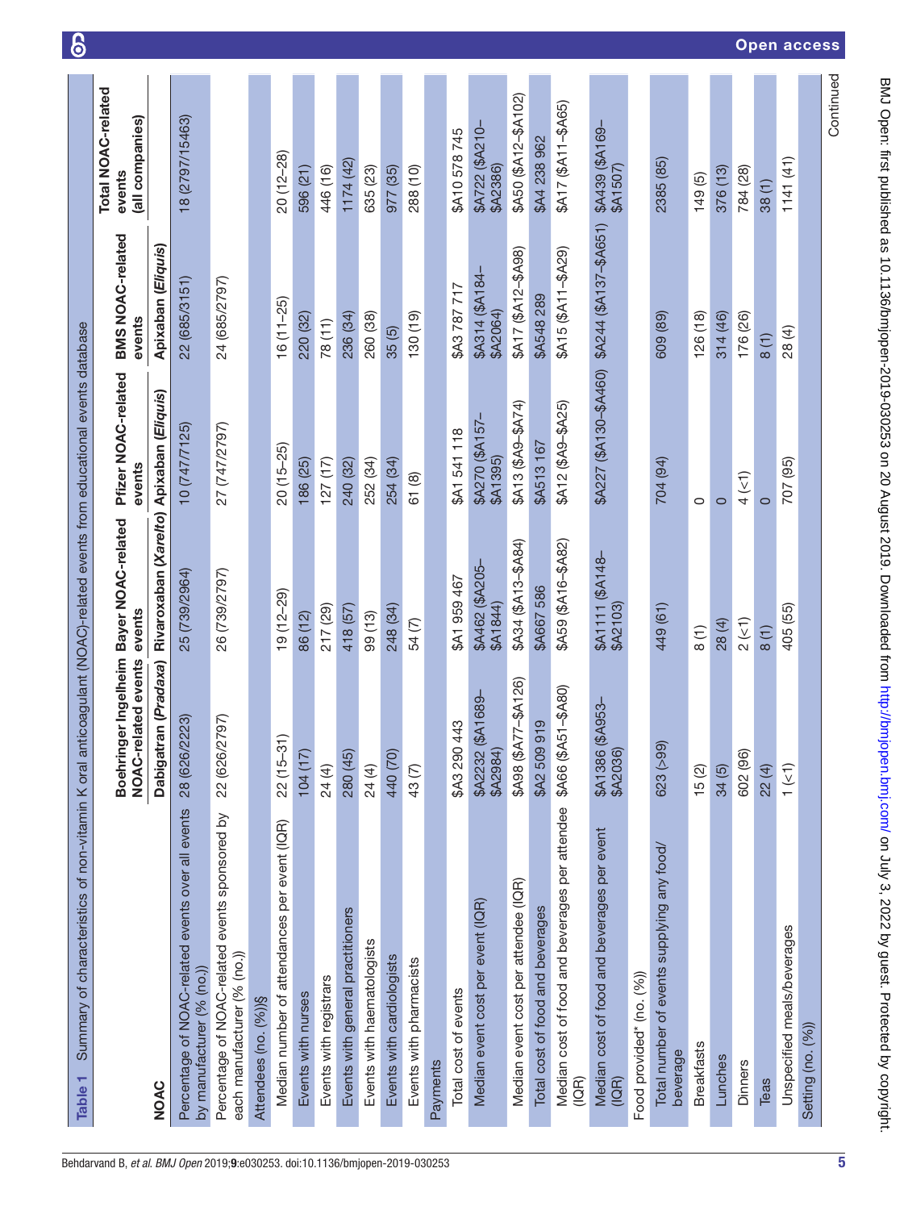**Table 1** Summary of characteristics of non-vitamin K oral anticoagulant (NOAC)-related events from educational events database

| NOAC | Boehringer Ingelheim NOAC-related events | Bayer NOAC-related events | Pfizer NOAC-related events | BMS NOAC-related events | Total NOAC-related events (all companies) |
|---|---|---|---|---|---|
| | Dabigatran (*Pradaxa*) | Rivaroxaban (*Xarelto*) | Apixaban (*Eliquis*) | Apixaban (*Eliquis*) | |
| Percentage of NOAC-related events over all events by manufacturer (% (no.)) | 28 (626/2223) | 25 (739/2964) | 10 (747/7125) | 22 (685/3151) | 18 (2797/15463) |
| Percentage of NOAC-related events sponsored by each manufacturer (% (no.)) | 22 (626/2797) | 26 (739/2797) | 27 (747/2797) | 24 (685/2797) | |
| Attendees (no. (%))§ | | | | | |
| Median number of attendances per event (IQR) | 22 (15–31) | 19 (12–29) | 20 (15–25) | 16 (11–25) | 20 (12–28) |
| Events with nurses | 104 (17) | 86 (12) | 186 (25) | 220 (32) | 596 (21) |
| Events with registrars | 24 (4) | 217 (29) | 127 (17) | 78 (11) | 446 (16) |
| Events with general practitioners | 280 (45) | 418 (57) | 240 (32) | 236 (34) | 1174 (42) |
| Events with haematologists | 24 (4) | 99 (13) | 252 (34) | 260 (38) | 635 (23) |
| Events with cardiologists | 440 (70) | 248 (34) | 254 (34) | 35 (5) | 977 (35) |
| Events with pharmacists | 43 (7) | 54 (7) | 61 (8) | 130 (19) | 288 (10) |
| Payments | | | | | |
| Total cost of events | $A3 290 443 | $A1 959 467 | $A1 541 118 | $A3 787 717 | $A10 578 745 |
| Median event cost per event (IQR) | $A2232 ($A1689–$A2984) | $A462 ($A205–$A1844) | $A270 ($A157–$A1395) | $A314 ($A184–$A2064) | $A722 ($A210–$A2386) |
| Median event cost per attendee (IQR) | $A98 ($A77–$A126) | $A34 ($A13–$A84) | $A13 ($A9–$A74) | $A17 ($A12–$A98) | $A50 ($A12–$A102) |
| Total cost of food and beverages | $A2 509 919 | $A667 586 | $A513 167 | $A548 289 | $A4 238 962 |
| Median cost of food and beverages per attendee (IQR) | $A66 ($A51–$A80) | $A59 ($A16–$A82) | $A12 ($A9–$A25) | $A15 ($A11–$A29) | $A17 ($A11–$A65) |
| Median cost of food and beverages per event (IQR) | $A1386 ($A953–$A2036) | $A1111 ($A148–$A2103) | $A227 ($A130–$A460) | $A244 ($A137–$A651) | $A439 ($A169–$A1507) |
| Food provided* (no. (%)) | | | | | |
| Total number of events supplying any food/beverage | 623 (>99) | 449 (61) | 704 (94) | 609 (89) | 2385 (85) |
| Breakfasts | 15 (2) | 8 (1) | 0 | 126 (18) | 149 (5) |
| Lunches | 34 (5) | 28 (4) | 0 | 314 (46) | 376 (13) |
| Dinners | 602 (96) | 2 (<1) | 4 (<1) | 176 (26) | 784 (28) |
| Teas | 22 (4) | 8 (1) | 0 | 8 (1) | 38 (1) |
| Unspecified meals/beverages | 1 (<1) | 405 (55) | 707 (95) | 28 (4) | 1141 (41) |
| Setting (no. (%)) | | | | | |

Continued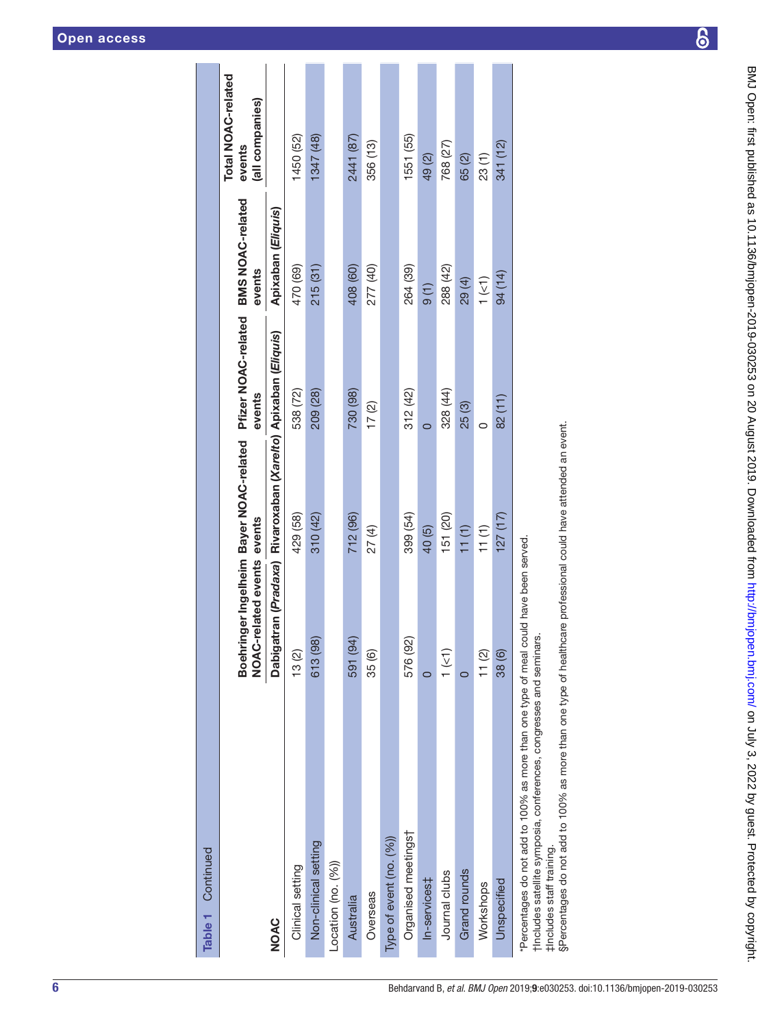**Table 1** Continued

| NOAC | Boehringer Ingelheim NOAC-related events | Bayer NOAC-related events | Pfizer NOAC-related events | BMS NOAC-related events | Total NOAC-related events (all companies) |
|---|---|---|---|---|---|
| | Dabigatran (*Pradaxa*) | Rivaroxaban (*Xarelto*) | Apixaban (*Eliquis*) | Apixaban (*Eliquis*) | |
| Clinical setting | 13 (2) | 429 (58) | 538 (72) | 470 (69) | 1450 (52) |
| Non-clinical setting | 613 (98) | 310 (42) | 209 (28) | 215 (31) | 1347 (48) |
| Location (no. (%)) | | | | | |
| Australia | 591 (94) | 712 (96) | 730 (98) | 408 (60) | 2441 (87) |
| Overseas | 35 (6) | 27 (4) | 17 (2) | 277 (40) | 356 (13) |
| Type of event (no. (%)) | | | | | |
| Organised meetings† | 576 (92) | 399 (54) | 312 (42) | 264 (39) | 1551 (55) |
| In-services‡ | 0 | 40 (5) | 0 | 9 (1) | 49 (2) |
| Journal clubs | 1 (<1) | 151 (20) | 328 (44) | 288 (42) | 768 (27) |
| Grand rounds | 0 | 11 (1) | 25 (3) | 29 (4) | 65 (2) |
| Workshops | 11 (2) | 11 (1) | 0 | 1 (<1) | 23 (1) |
| Unspecified | 38 (6) | 127 (17) | 82 (11) | 94 (14) | 341 (12) |

*Percentages do not add to 100% as more than one type of meal could have been served.
†Includes satellite symposia, conferences, congresses and seminars.
‡Includes staff training.
§Percentages do not add to 100% as more than one type of healthcare professional could have attended an event.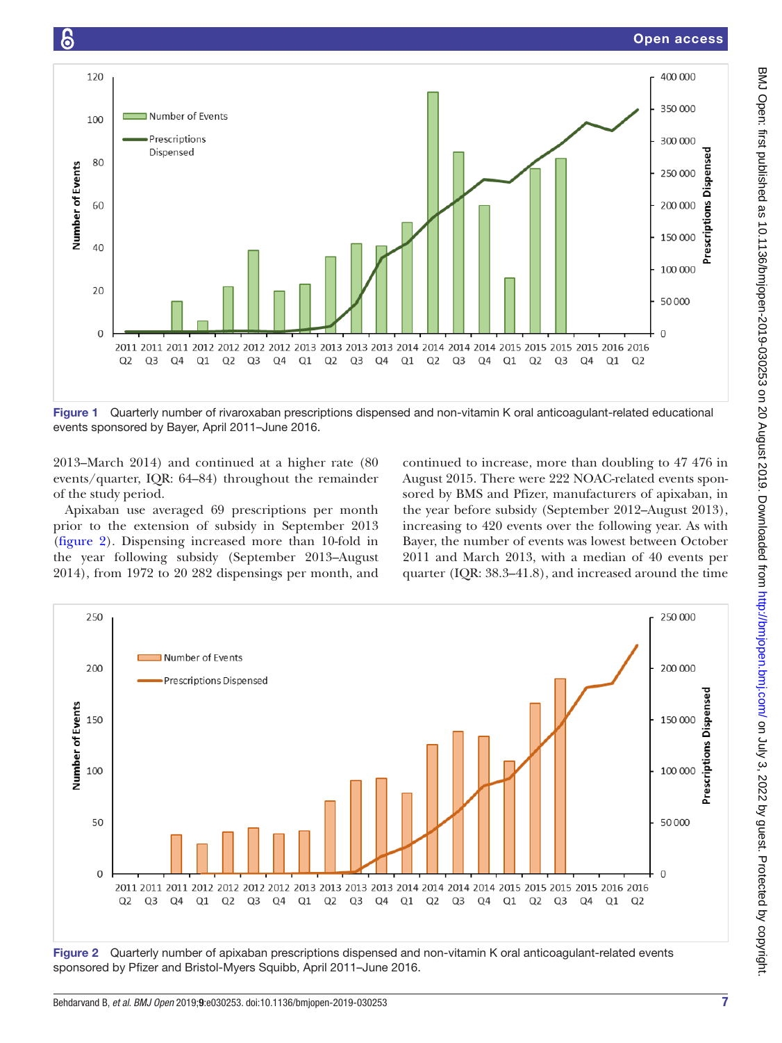Figure 1 Quarterly number of rivaroxaban prescriptions dispensed and non-vitamin K oral anticoagulant-related educational events sponsored by Bayer, April 2011–June 2016.

2013–March 2014) and continued at a higher rate (80 events/quarter, IQR: 64–84) throughout the remainder of the study period.

Apixaban use averaged 69 prescriptions per month prior to the extension of subsidy in September 2013 (figure 2). Dispensing increased more than 10-fold in the year following subsidy (September 2013–August 2014), from 1972 to 20 282 dispensings per month, and continued to increase, more than doubling to 47 476 in August 2015. There were 222 NOAC-related events sponsored by BMS and Pfizer, manufacturers of apixaban, in the year before subsidy (September 2012–August 2013), increasing to 420 events over the following year. As with Bayer, the number of events was lowest between October 2011 and March 2013, with a median of 40 events per quarter (IQR: 38.3–41.8), and increased around the time

Figure 2 Quarterly number of apixaban prescriptions dispensed and non-vitamin K oral anticoagulant-related events sponsored by Pfizer and Bristol-Myers Squibb, April 2011–June 2016.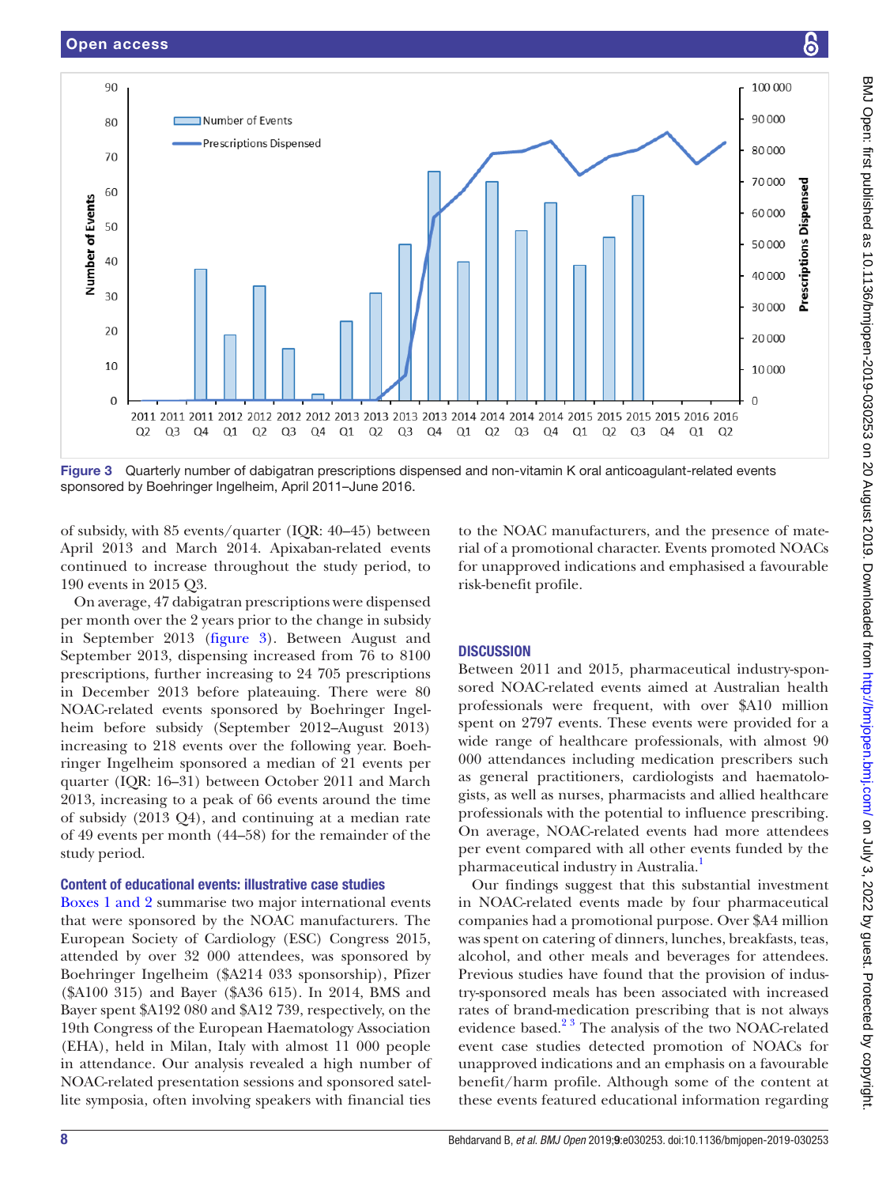Figure 3 Quarterly number of dabigatran prescriptions dispensed and non-vitamin K oral anticoagulant-related events sponsored by Boehringer Ingelheim, April 2011–June 2016.

of subsidy, with 85 events/quarter (IQR: 40–45) between April 2013 and March 2014. Apixaban-related events continued to increase throughout the study period, to 190 events in 2015 Q3.

On average, 47 dabigatran prescriptions were dispensed per month over the 2 years prior to the change in subsidy in September 2013 (figure 3). Between August and September 2013, dispensing increased from 76 to 8100 prescriptions, further increasing to 24 705 prescriptions in December 2013 before plateauing. There were 80 NOAC-related events sponsored by Boehringer Ingelheim before subsidy (September 2012–August 2013) increasing to 218 events over the following year. Boehringer Ingelheim sponsored a median of 21 events per quarter (IQR: 16–31) between October 2011 and March 2013, increasing to a peak of 66 events around the time of subsidy (2013 Q4), and continuing at a median rate of 49 events per month (44–58) for the remainder of the study period.

### Content of educational events: illustrative case studies

Boxes 1 and 2 summarise two major international events that were sponsored by the NOAC manufacturers. The European Society of Cardiology (ESC) Congress 2015, attended by over 32 000 attendees, was sponsored by Boehringer Ingelheim ($A214 033 sponsorship), Pfizer ($A100 315) and Bayer ($A36 615). In 2014, BMS and Bayer spent $A192 080 and $A12 739, respectively, on the 19th Congress of the European Haematology Association (EHA), held in Milan, Italy with almost 11 000 people in attendance. Our analysis revealed a high number of NOAC-related presentation sessions and sponsored satellite symposia, often involving speakers with financial ties to the NOAC manufacturers, and the presence of material of a promotional character. Events promoted NOACs for unapproved indications and emphasised a favourable risk-benefit profile.

## DISCUSSION

Between 2011 and 2015, pharmaceutical industry-sponsored NOAC-related events aimed at Australian health professionals were frequent, with over $A10 million spent on 2797 events. These events were provided for a wide range of healthcare professionals, with almost 90 000 attendances including medication prescribers such as general practitioners, cardiologists and haematologists, as well as nurses, pharmacists and allied healthcare professionals with the potential to influence prescribing. On average, NOAC-related events had more attendees per event compared with all other events funded by the pharmaceutical industry in Australia.[1]

Our findings suggest that this substantial investment in NOAC-related events made by four pharmaceutical companies had a promotional purpose. Over $A4 million was spent on catering of dinners, lunches, breakfasts, teas, alcohol, and other meals and beverages for attendees. Previous studies have found that the provision of industry-sponsored meals has been associated with increased rates of brand-medication prescribing that is not always evidence based.[2,3] The analysis of the two NOAC-related event case studies detected promotion of NOACs for unapproved indications and an emphasis on a favourable benefit/harm profile. Although some of the content at these events featured educational information regarding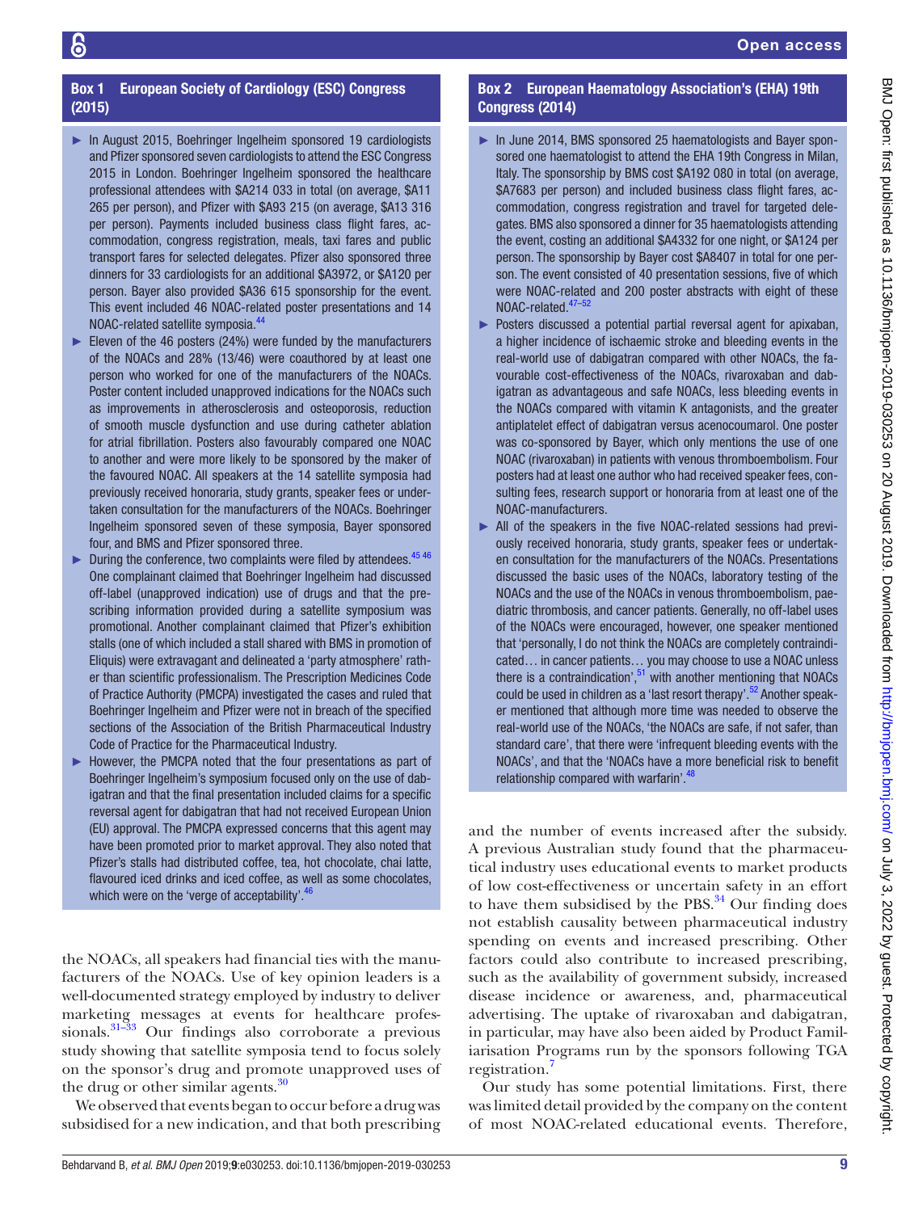### Box 1 European Society of Cardiology (ESC) Congress (2015)

- In August 2015, Boehringer Ingelheim sponsored 19 cardiologists and Pfizer sponsored seven cardiologists to attend the ESC Congress 2015 in London. Boehringer Ingelheim sponsored the healthcare professional attendees with $A214 033 in total (on average, $A11 265 per person), and Pfizer with $A93 215 (on average, $A13 316 per person). Payments included business class flight fares, accommodation, congress registration, meals, taxi fares and public transport fares for selected delegates. Pfizer also sponsored three dinners for 33 cardiologists for an additional $A3972, or $A120 per person. Bayer also provided $A36 615 sponsorship for the event. This event included 46 NOAC-related poster presentations and 14 NOAC-related satellite symposia.[44]
- Eleven of the 46 posters (24%) were funded by the manufacturers of the NOACs and 28% (13/46) were coauthored by at least one person who worked for one of the manufacturers of the NOACs. Poster content included unapproved indications for the NOACs such as improvements in atherosclerosis and osteoporosis, reduction of smooth muscle dysfunction and use during catheter ablation for atrial fibrillation. Posters also favourably compared one NOAC to another and were more likely to be sponsored by the maker of the favoured NOAC. All speakers at the 14 satellite symposia had previously received honoraria, study grants, speaker fees or undertaken consultation for the manufacturers of the NOACs. Boehringer Ingelheim sponsored seven of these symposia, Bayer sponsored four, and BMS and Pfizer sponsored three.
- During the conference, two complaints were filed by attendees.[45 46] One complainant claimed that Boehringer Ingelheim had discussed off-label (unapproved indication) use of drugs and that the prescribing information provided during a satellite symposium was promotional. Another complainant claimed that Pfizer's exhibition stalls (one of which included a stall shared with BMS in promotion of Eliquis) were extravagant and delineated a 'party atmosphere' rather than scientific professionalism. The Prescription Medicines Code of Practice Authority (PMCPA) investigated the cases and ruled that Boehringer Ingelheim and Pfizer were not in breach of the specified sections of the Association of the British Pharmaceutical Industry Code of Practice for the Pharmaceutical Industry.
- However, the PMCPA noted that the four presentations as part of Boehringer Ingelheim's symposium focused only on the use of dabigatran and that the final presentation included claims for a specific reversal agent for dabigatran that had not received European Union (EU) approval. The PMCPA expressed concerns that this agent may have been promoted prior to market approval. They also noted that Pfizer's stalls had distributed coffee, tea, hot chocolate, chai latte, flavoured iced drinks and iced coffee, as well as some chocolates, which were on the 'verge of acceptability'.[46]

### Box 2 European Haematology Association's (EHA) 19th Congress (2014)

- In June 2014, BMS sponsored 25 haematologists and Bayer sponsored one haematologist to attend the EHA 19th Congress in Milan, Italy. The sponsorship by BMS cost $A192 080 in total (on average, $A7683 per person) and included business class flight fares, accommodation, congress registration and travel for targeted delegates. BMS also sponsored a dinner for 35 haematologists attending the event, costing an additional $A4332 for one night, or $A124 per person. The sponsorship by Bayer cost $A8407 in total for one person. The event consisted of 40 presentation sessions, five of which were NOAC-related and 200 poster abstracts with eight of these NOAC-related.[47–52]
- Posters discussed a potential partial reversal agent for apixaban, a higher incidence of ischaemic stroke and bleeding events in the real-world use of dabigatran compared with other NOACs, the favourable cost-effectiveness of the NOACs, rivaroxaban and dabigatran as advantageous and safe NOACs, less bleeding events in the NOACs compared with vitamin K antagonists, and the greater antiplatelet effect of dabigatran versus acenocoumarol. One poster was co-sponsored by Bayer, which only mentions the use of one NOAC (rivaroxaban) in patients with venous thromboembolism. Four posters had at least one author who had received speaker fees, consulting fees, research support or honoraria from at least one of the NOAC-manufacturers.
- All of the speakers in the five NOAC-related sessions had previously received honoraria, study grants, speaker fees or undertaken consultation for the manufacturers of the NOACs. Presentations discussed the basic uses of the NOACs, laboratory testing of the NOACs and the use of the NOACs in venous thromboembolism, paediatric thrombosis, and cancer patients. Generally, no off-label uses of the NOACs were encouraged, however, one speaker mentioned that 'personally, I do not think the NOACs are completely contraindicated… in cancer patients… you may choose to use a NOAC unless there is a contraindication',[51] with another mentioning that NOACs could be used in children as a 'last resort therapy'.[52] Another speaker mentioned that although more time was needed to observe the real-world use of the NOACs, 'the NOACs are safe, if not safer, than standard care', that there were 'infrequent bleeding events with the NOACs', and that the 'NOACs have a more beneficial risk to benefit relationship compared with warfarin'.[48]

the NOACs, all speakers had financial ties with the manufacturers of the NOACs. Use of key opinion leaders is a well-documented strategy employed by industry to deliver marketing messages at events for healthcare professionals.[31–33] Our findings also corroborate a previous study showing that satellite symposia tend to focus solely on the sponsor's drug and promote unapproved uses of the drug or other similar agents.[30]

We observed that events began to occur before a drug was subsidised for a new indication, and that both prescribing and the number of events increased after the subsidy. A previous Australian study found that the pharmaceutical industry uses educational events to market products of low cost-effectiveness or uncertain safety in an effort to have them subsidised by the PBS.[34] Our finding does not establish causality between pharmaceutical industry spending on events and increased prescribing. Other factors could also contribute to increased prescribing, such as the availability of government subsidy, increased disease incidence or awareness, and, pharmaceutical advertising. The uptake of rivaroxaban and dabigatran, in particular, may have also been aided by Product Familiarisation Programs run by the sponsors following TGA registration.[7]

Our study has some potential limitations. First, there was limited detail provided by the company on the content of most NOAC-related educational events. Therefore,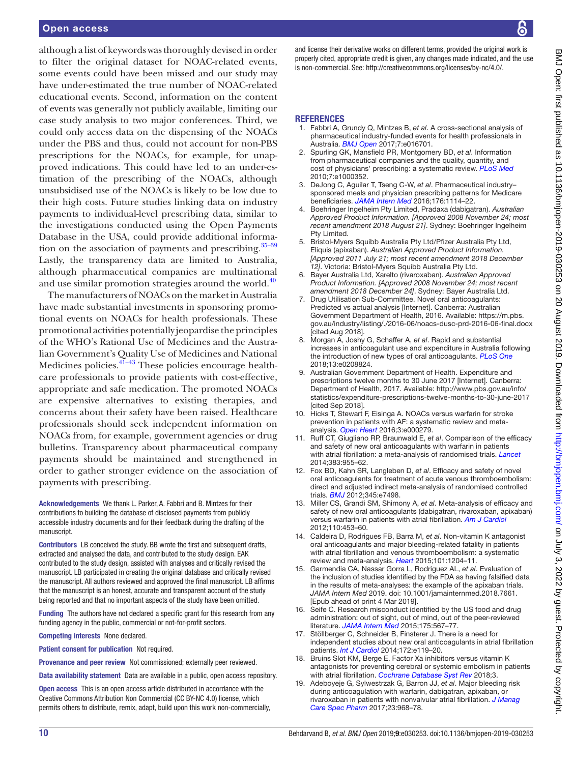although a list of keywords was thoroughly devised in order to filter the original dataset for NOAC-related events, some events could have been missed and our study may have under-estimated the true number of NOAC-related educational events. Second, information on the content of events was generally not publicly available, limiting our case study analysis to two major conferences. Third, we could only access data on the dispensing of the NOACs under the PBS and thus, could not account for non-PBS prescriptions for the NOACs, for example, for unapproved indications. This could have led to an under-estimation of the prescribing of the NOACs, although unsubsidised use of the NOACs is likely to be low due to their high costs. Future studies linking data on industry payments to individual-level prescribing data, similar to the investigations conducted using the Open Payments Database in the USA, could provide additional information on the association of payments and prescribing.[35–39] Lastly, the transparency data are limited to Australia, although pharmaceutical companies are multinational and use similar promotion strategies around the world.[40]

The manufacturers of NOACs on the market in Australia have made substantial investments in sponsoring promotional events on NOACs for health professionals. These promotional activities potentially jeopardise the principles of the WHO's Rational Use of Medicines and the Australian Government's Quality Use of Medicines and National Medicines policies.[41–43] These policies encourage healthcare professionals to provide patients with cost-effective, appropriate and safe medication. The promoted NOACs are expensive alternatives to existing therapies, and concerns about their safety have been raised. Healthcare professionals should seek independent information on NOACs from, for example, government agencies or drug bulletins. Transparency about pharmaceutical company payments should be maintained and strengthened in order to gather stronger evidence on the association of payments with prescribing.

**Acknowledgements** We thank L. Parker, A. Fabbri and B. Mintzes for their contributions to building the database of disclosed payments from publicly accessible industry documents and for their feedback during the drafting of the manuscript.

**Contributors** LB conceived the study. BB wrote the first and subsequent drafts, extracted and analysed the data, and contributed to the study design. EAK contributed to the study design, assisted with analyses and critically revised the manuscript. LB participated in creating the original database and critically revised the manuscript. All authors reviewed and approved the final manuscript. LB affirms that the manuscript is an honest, accurate and transparent account of the study being reported and that no important aspects of the study have been omitted.

**Funding** The authors have not declared a specific grant for this research from any funding agency in the public, commercial or not-for-profit sectors.

**Competing interests** None declared.

**Patient consent for publication** Not required.

**Provenance and peer review** Not commissioned; externally peer reviewed.

**Data availability statement** Data are available in a public, open access repository.

**Open access** This is an open access article distributed in accordance with the Creative Commons Attribution Non Commercial (CC BY-NC 4.0) license, which permits others to distribute, remix, adapt, build upon this work non-commercially, and license their derivative works on different terms, provided the original work is properly cited, appropriate credit is given, any changes made indicated, and the use is non-commercial. See: http://creativecommons.org/licenses/by-nc/4.0/.

## REFERENCES

1. Fabbri A, Grundy Q, Mintzes B, *et al*. A cross-sectional analysis of pharmaceutical industry-funded events for health professionals in Australia. *BMJ Open* 2017;7:e016701.
2. Spurling GK, Mansfield PR, Montgomery BD, *et al*. Information from pharmaceutical companies and the quality, quantity, and cost of physicians' prescribing: a systematic review. *PLoS Med* 2010;7:e1000352.
3. DeJong C, Aguilar T, Tseng C-W, *et al*. Pharmaceutical industry–sponsored meals and physician prescribing patterns for Medicare beneficiaries. *JAMA Intern Med* 2016;176:1114–22.
4. Boehringer Ingelheim Pty Limited, Pradaxa (dabigatran). *Australian Approved Product Information. [Approved 2008 November 24; most recent amendment 2018 August 21]*. Sydney: Boehringer Ingelheim Pty Limited.
5. Bristol-Myers Squibb Australia Pty Ltd/Pfizer Australia Pty Ltd, Eliquis (apixaban). *Australian Approved Product Information. [Approved 2011 July 21; most recent amendment 2018 December 12]*. Victoria: Bristol-Myers Squibb Australia Pty Ltd.
6. Bayer Australia Ltd, Xarelto (rivaroxaban). *Australian Approved Product Information. [Approved 2008 November 24; most recent amendment 2018 December 24]*. Sydney: Bayer Australia Ltd.
7. Drug Utilisation Sub-Committee. Novel oral anticoagulants: Predicted vs actual analysis [Internet]. Canberra: Australian Government Department of Health, 2016. Available: https://m.pbs.gov.au/industry/listing/./2016-06/noacs-dusc-prd-2016-06-final.docx [cited Aug 2018].
8. Morgan A, Joshy G, Schaffer A, *et al*. Rapid and substantial increases in anticoagulant use and expenditure in Australia following the introduction of new types of oral anticoagulants. *PLoS One* 2018;13:e0208824.
9. Australian Government Department of Health. Expenditure and prescriptions twelve months to 30 June 2017 [Internet]. Canberra: Department of Health, 2017. Available: http://www.pbs.gov.au/info/statistics/expenditure-prescriptions-twelve-months-to-30-june-2017 [cited Sep 2018].
10. Hicks T, Stewart F, Eisinga A. NOACs versus warfarin for stroke prevention in patients with AF: a systematic review and meta-analysis. *Open Heart* 2016;3:e000279.
11. Ruff CT, Giugliano RP, Braunwald E, *et al*. Comparison of the efficacy and safety of new oral anticoagulants with warfarin in patients with atrial fibrillation: a meta-analysis of randomised trials. *Lancet* 2014;383:955–62.
12. Fox BD, Kahn SR, Langleben D, *et al*. Efficacy and safety of novel oral anticoagulants for treatment of acute venous thromboembolism: direct and adjusted indirect meta-analysis of randomised controlled trials. *BMJ* 2012;345:e7498.
13. Miller CS, Grandi SM, Shimony A, *et al*. Meta-analysis of efficacy and safety of new oral anticoagulants (dabigatran, rivaroxaban, apixaban) versus warfarin in patients with atrial fibrillation. *Am J Cardiol* 2012;110:453–60.
14. Caldeira D, Rodrigues FB, Barra M, *et al*. Non-vitamin K antagonist oral anticoagulants and major bleeding-related fatality in patients with atrial fibrillation and venous thromboembolism: a systematic review and meta-analysis. *Heart* 2015;101:1204–11.
15. Garmendia CA, Nassar Gorra L, Rodriguez AL, *et al*. Evaluation of the inclusion of studies identified by the FDA as having falsified data in the results of meta-analyses: the example of the apixaban trials. *JAMA Intern Med* 2019. doi: 10.1001/jamainternmed.2018.7661. [Epub ahead of print 4 Mar 2019].
16. Seife C. Research misconduct identified by the US food and drug administration: out of sight, out of mind, out of the peer-reviewed literature. *JAMA Intern Med* 2015;175:567–77.
17. Stöllberger C, Schneider B, Finsterer J. There is a need for independent studies about new oral anticoagulants in atrial fibrillation patients. *Int J Cardiol* 2014;172:e119–20.
18. Bruins Slot KM, Berge E. Factor Xa inhibitors versus vitamin K antagonists for preventing cerebral or systemic embolism in patients with atrial fibrillation. *Cochrane Database Syst Rev* 2018;3.
19. Adeboyeje G, Sylwestrzak G, Barron JJ, *et al*. Major bleeding risk during anticoagulation with warfarin, dabigatran, apixaban, or rivaroxaban in patients with nonvalvular atrial fibrillation. *J Manag Care Spec Pharm* 2017;23:968–78.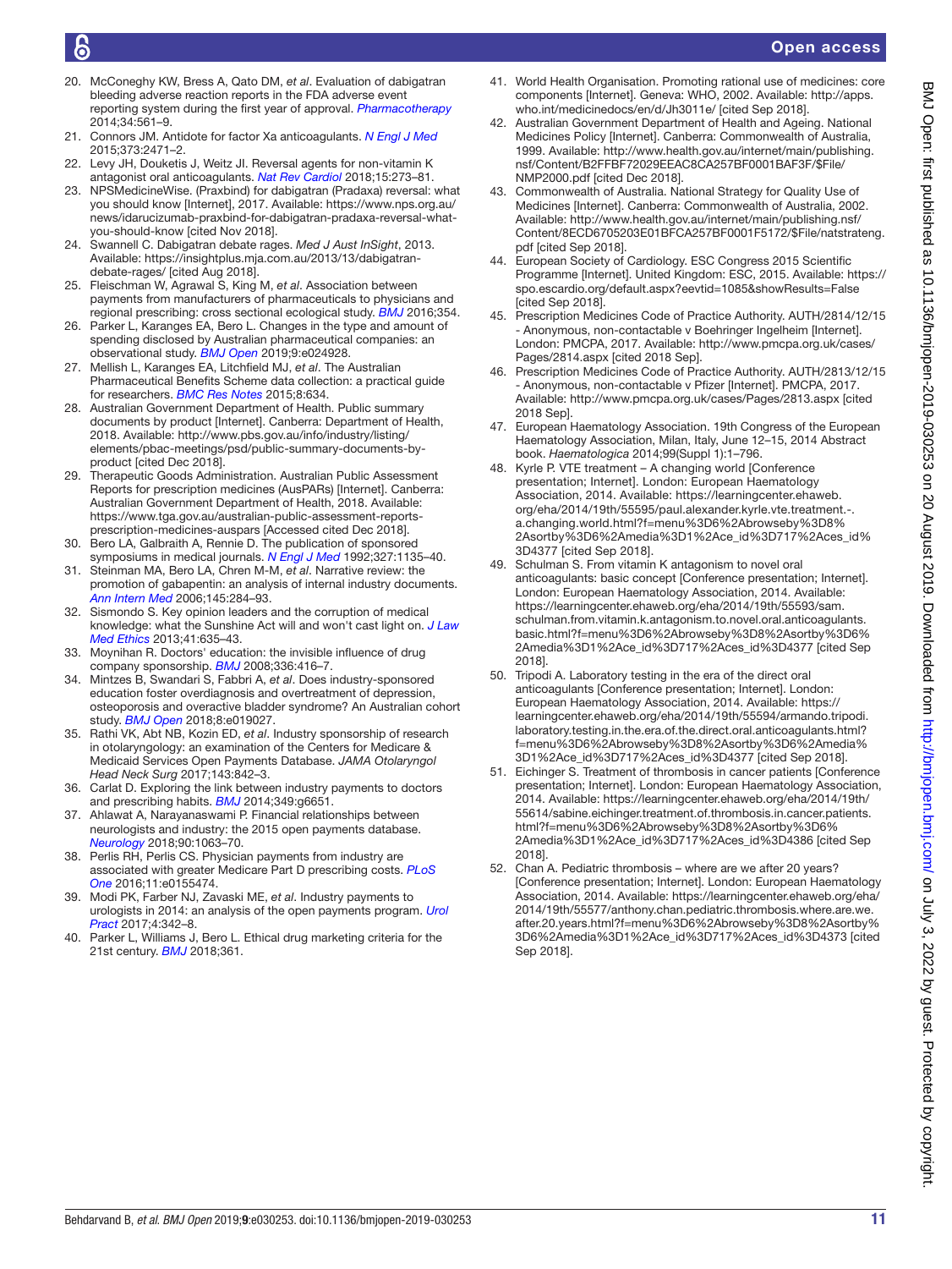20. McConeghy KW, Bress A, Qato DM, *et al*. Evaluation of dabigatran bleeding adverse reaction reports in the FDA adverse event reporting system during the first year of approval. *Pharmacotherapy* 2014;34:561–9.
21. Connors JM. Antidote for factor Xa anticoagulants. *N Engl J Med* 2015;373:2471–2.
22. Levy JH, Douketis J, Weitz JI. Reversal agents for non-vitamin K antagonist oral anticoagulants. *Nat Rev Cardiol* 2018;15:273–81.
23. NPSMedicineWise. (Praxbind) for dabigatran (Pradaxa) reversal: what you should know [Internet], 2017. Available: https://www.nps.org.au/news/idarucizumab-praxbind-for-dabigatran-pradaxa-reversal-what-you-should-know [cited Nov 2018].
24. Swannell C. Dabigatran debate rages. *Med J Aust InSight*, 2013. Available: https://insightplus.mja.com.au/2013/13/dabigatran-debate-rages/ [cited Aug 2018].
25. Fleischman W, Agrawal S, King M, *et al*. Association between payments from manufacturers of pharmaceuticals to physicians and regional prescribing: cross sectional ecological study. *BMJ* 2016;354.
26. Parker L, Karanges EA, Bero L. Changes in the type and amount of spending disclosed by Australian pharmaceutical companies: an observational study. *BMJ Open* 2019;9:e024928.
27. Mellish L, Karanges EA, Litchfield MJ, *et al*. The Australian Pharmaceutical Benefits Scheme data collection: a practical guide for researchers. *BMC Res Notes* 2015;8:634.
28. Australian Government Department of Health. Public summary documents by product [Internet]. Canberra: Department of Health, 2018. Available: http://www.pbs.gov.au/info/industry/listing/elements/pbac-meetings/psd/public-summary-documents-by-product [cited Dec 2018].
29. Therapeutic Goods Administration. Australian Public Assessment Reports for prescription medicines (AusPARs) [Internet]. Canberra: Australian Government Department of Health, 2018. Available: https://www.tga.gov.au/australian-public-assessment-reports-prescription-medicines-auspars [Accessed cited Dec 2018].
30. Bero LA, Galbraith A, Rennie D. The publication of sponsored symposiums in medical journals. *N Engl J Med* 1992;327:1135–40.
31. Steinman MA, Bero LA, Chren M-M, *et al*. Narrative review: the promotion of gabapentin: an analysis of internal industry documents. *Ann Intern Med* 2006;145:284–93.
32. Sismondo S. Key opinion leaders and the corruption of medical knowledge: what the Sunshine Act will and won't cast light on. *J Law Med Ethics* 2013;41:635–43.
33. Moynihan R. Doctors' education: the invisible influence of drug company sponsorship. *BMJ* 2008;336:416–7.
34. Mintzes B, Swandari S, Fabbri A, *et al*. Does industry-sponsored education foster overdiagnosis and overtreatment of depression, osteoporosis and overactive bladder syndrome? An Australian cohort study. *BMJ Open* 2018;8:e019027.
35. Rathi VK, Abt NB, Kozin ED, *et al*. Industry sponsorship of research in otolaryngology: an examination of the Centers for Medicare & Medicaid Services Open Payments Database. *JAMA Otolaryngol Head Neck Surg* 2017;143:842–3.
36. Carlat D. Exploring the link between industry payments to doctors and prescribing habits. *BMJ* 2014;349:g6651.
37. Ahlawat A, Narayanaswami P. Financial relationships between neurologists and industry: the 2015 open payments database. *Neurology* 2018;90:1063–70.
38. Perlis RH, Perlis CS. Physician payments from industry are associated with greater Medicare Part D prescribing costs. *PLoS One* 2016;11:e0155474.
39. Modi PK, Farber NJ, Zavaski ME, *et al*. Industry payments to urologists in 2014: an analysis of the open payments program. *Urol Pract* 2017;4:342–8.
40. Parker L, Williams J, Bero L. Ethical drug marketing criteria for the 21st century. *BMJ* 2018;361.
41. World Health Organisation. Promoting rational use of medicines: core components [Internet]. Geneva: WHO, 2002. Available: http://apps.who.int/medicinedocs/en/d/Jh3011e/ [cited Sep 2018].
42. Australian Government Department of Health and Ageing. National Medicines Policy [Internet]. Canberra: Commonwealth of Australia, 1999. Available: http://www.health.gov.au/internet/main/publishing.nsf/Content/B2FFBF72029EEAC8CA257BF0001BAF3F/$File/NMP2000.pdf [cited Dec 2018].
43. Commonwealth of Australia. National Strategy for Quality Use of Medicines [Internet]. Canberra: Commonwealth of Australia, 2002. Available: http://www.health.gov.au/internet/main/publishing.nsf/Content/8ECD6705203E01BFCA257BF0001F5172/$File/natstrateng.pdf [cited Sep 2018].
44. European Society of Cardiology. ESC Congress 2015 Scientific Programme [Internet]. United Kingdom: ESC, 2015. Available: https://spo.escardio.org/default.aspx?eevtid=1085&showResults=False [cited Sep 2018].
45. Prescription Medicines Code of Practice Authority. AUTH/2814/12/15 - Anonymous, non-contactable v Boehringer Ingelheim [Internet]. London: PMCPA, 2017. Available: http://www.pmcpa.org.uk/cases/Pages/2814.aspx [cited 2018 Sep].
46. Prescription Medicines Code of Practice Authority. AUTH/2813/12/15 - Anonymous, non-contactable v Pfizer [Internet]. PMCPA, 2017. Available: http://www.pmcpa.org.uk/cases/Pages/2813.aspx [cited 2018 Sep].
47. European Haematology Association. 19th Congress of the European Haematology Association, Milan, Italy, June 12–15, 2014 Abstract book. *Haematologica* 2014;99(Suppl 1):1–796.
48. Kyrle P. VTE treatment – A changing world [Conference presentation; Internet]. London: European Haematology Association, 2014. Available: https://learningcenter.ehaweb.org/eha/2014/19th/55595/paul.alexander.kyrle.vte.treatment.-.a.changing.world.html?f=menu%3D6%2Abrowseby%3D8%2Asortby%3D6%2Amedia%3D1%2Ace_id%3D717%2Aces_id%3D4377 [cited Sep 2018].
49. Schulman S. From vitamin K antagonism to novel oral anticoagulants: basic concept [Conference presentation; Internet]. London: European Haematology Association, 2014. Available: https://learningcenter.ehaweb.org/eha/2014/19th/55593/sam.schulman.from.vitamin.k.antagonism.to.novel.oral.anticoagulants.basic.html?f=menu%3D6%2Abrowseby%3D8%2Asortby%3D6%2Amedia%3D1%2Ace_id%3D717%2Aces_id%3D4377 [cited Sep 2018].
50. Tripodi A. Laboratory testing in the era of the direct oral anticoagulants [Conference presentation; Internet]. London: European Haematology Association, 2014. Available: https://learningcenter.ehaweb.org/eha/2014/19th/55594/armando.tripodi.laboratory.testing.in.the.era.of.the.direct.oral.anticoagulants.html?f=menu%3D6%2Abrowseby%3D8%2Asortby%3D6%2Amedia%3D1%2Ace_id%3D717%2Aces_id%3D4377 [cited Sep 2018].
51. Eichinger S. Treatment of thrombosis in cancer patients [Conference presentation; Internet]. London: European Haematology Association, 2014. Available: https://learningcenter.ehaweb.org/eha/2014/19th/55614/sabine.eichinger.treatment.of.thrombosis.in.cancer.patients.html?f=menu%3D6%2Abrowseby%3D8%2Asortby%3D6%2Amedia%3D1%2Ace_id%3D717%2Aces_id%3D4386 [cited Sep 2018].
52. Chan A. Pediatric thrombosis – where are we after 20 years? [Conference presentation; Internet]. London: European Haematology Association, 2014. Available: https://learningcenter.ehaweb.org/eha/2014/19th/55577/anthony.chan.pediatric.thrombosis.where.are.we.after.20.years.html?f=menu%3D6%2Abrowseby%3D8%2Asortby%3D6%2Amedia%3D1%2Ace_id%3D717%2Aces_id%3D4373 [cited Sep 2018].